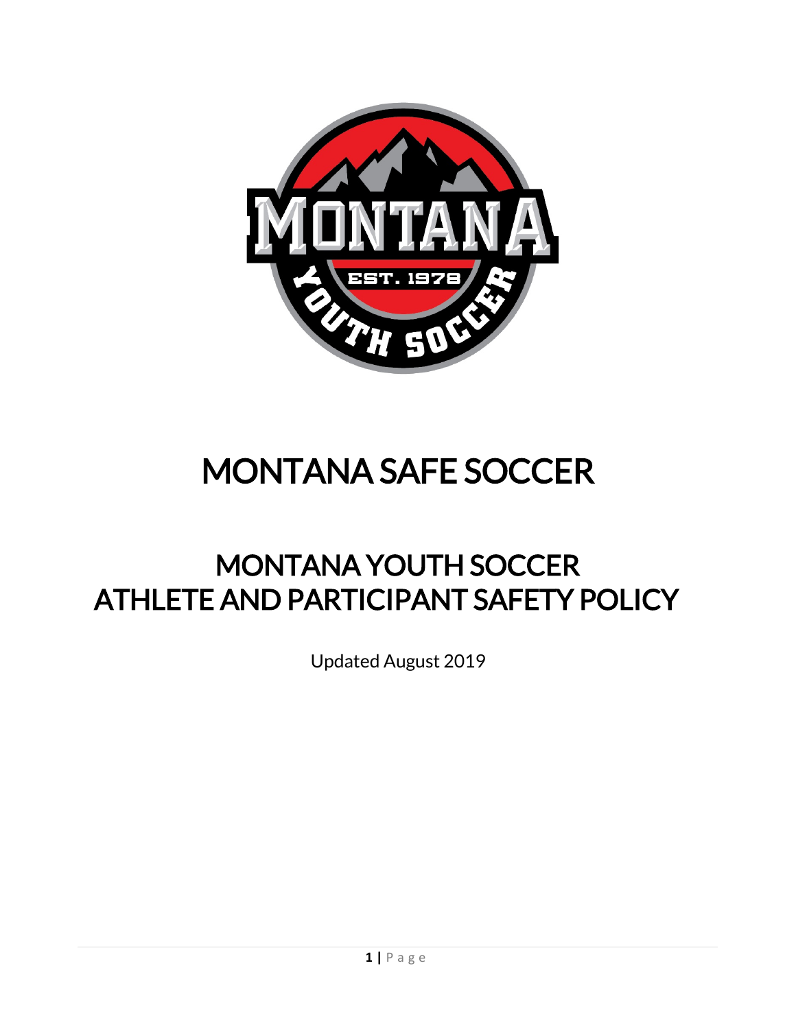# MONTANA SAFE SOCCER

## MONTANA YOUTH SOCCER ATHLETE AND PARTICIPANT SAFETY POLICY

Updated August 2019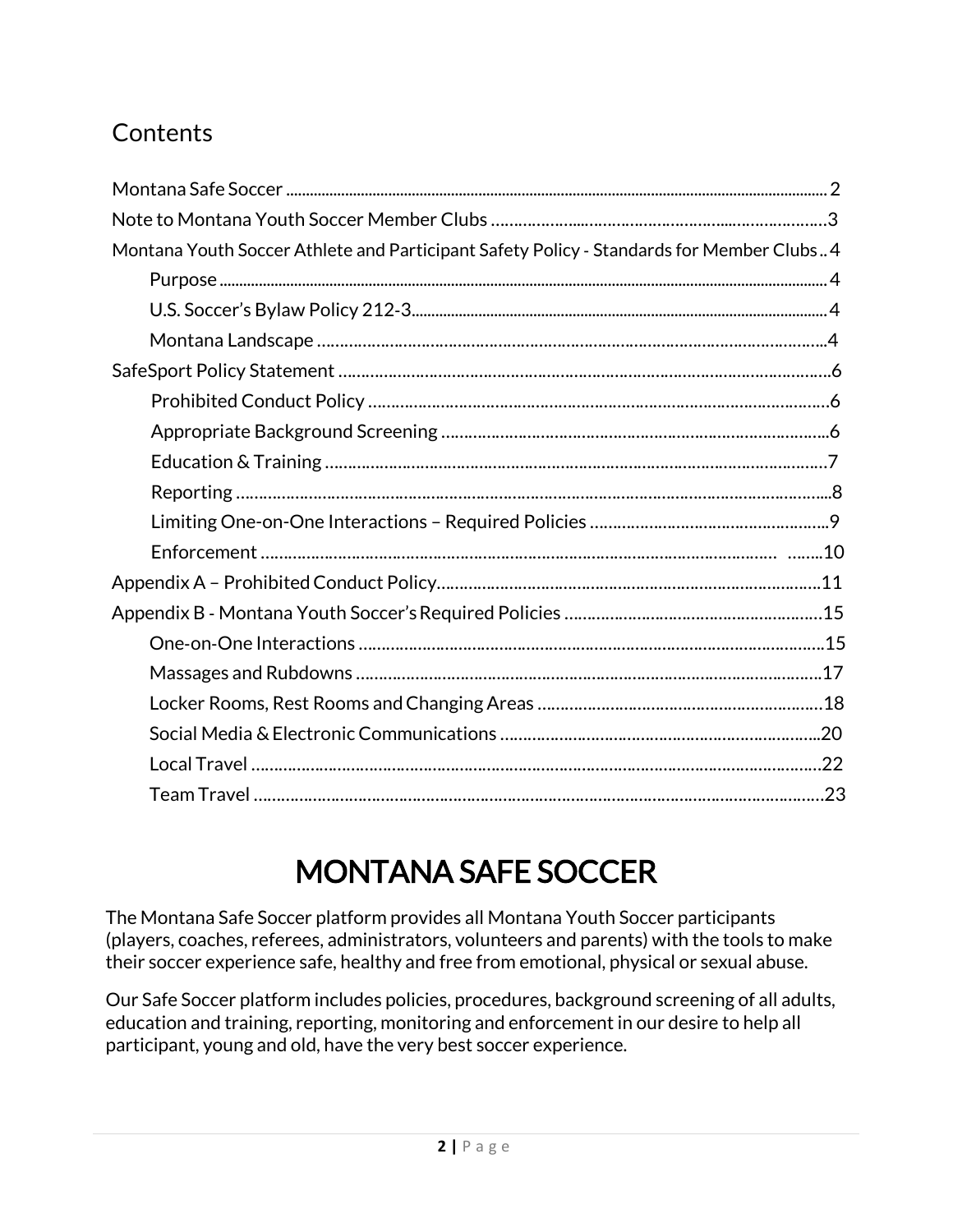## Contents

- Montana Safe Soccer ..... 2
- Note to Montana Youth Soccer Member Clubs ..... 3
- Montana Youth Soccer Athlete and Participant Safety Policy - Standards for Member Clubs ..... 4
  - Purpose ..... 4
  - U.S. Soccer's Bylaw Policy 212-3 ..... 4
  - Montana Landscape ..... 4
- SafeSport Policy Statement ..... 6
  - Prohibited Conduct Policy ..... 6
  - Appropriate Background Screening ..... 6
  - Education & Training ..... 7
  - Reporting ..... 8
  - Limiting One-on-One Interactions – Required Policies ..... 9
  - Enforcement ..... 10
- Appendix A – Prohibited Conduct Policy ..... 11
- Appendix B - Montana Youth Soccer's Required Policies ..... 15
  - One-on-One Interactions ..... 15
  - Massages and Rubdowns ..... 17
  - Locker Rooms, Rest Rooms and Changing Areas ..... 18
  - Social Media & Electronic Communications ..... 20
  - Local Travel ..... 22
  - Team Travel ..... 23

# MONTANA SAFE SOCCER

The Montana Safe Soccer platform provides all Montana Youth Soccer participants (players, coaches, referees, administrators, volunteers and parents) with the tools to make their soccer experience safe, healthy and free from emotional, physical or sexual abuse.

Our Safe Soccer platform includes policies, procedures, background screening of all adults, education and training, reporting, monitoring and enforcement in our desire to help all participant, young and old, have the very best soccer experience.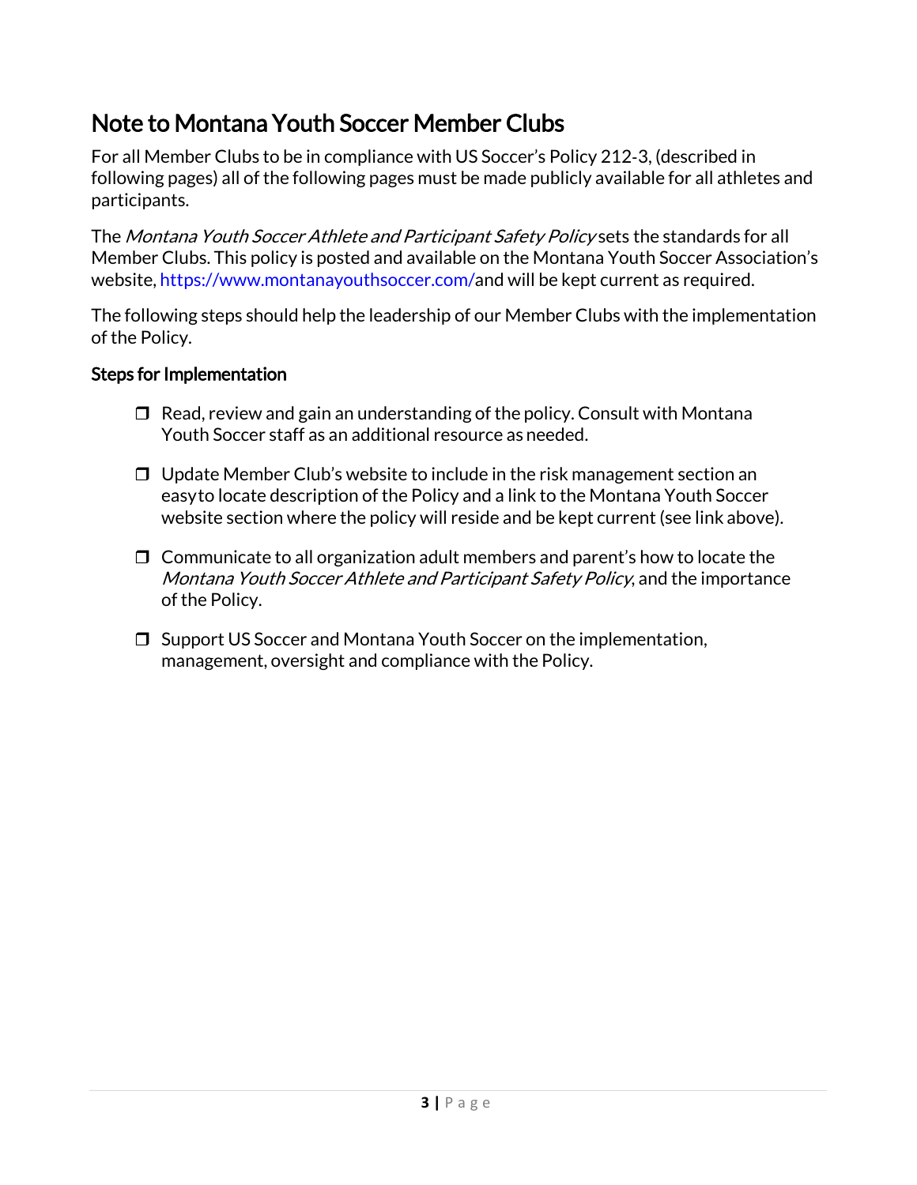# Note to Montana Youth Soccer Member Clubs

For all Member Clubs to be in compliance with US Soccer's Policy 212-3, (described in following pages) all of the following pages must be made publicly available for all athletes and participants.

The *Montana Youth Soccer Athlete and Participant Safety Policy* sets the standards for all Member Clubs. This policy is posted and available on the Montana Youth Soccer Association's website, https://www.montanayouthsoccer.com/ and will be kept current as required.

The following steps should help the leadership of our Member Clubs with the implementation of the Policy.

**Steps for Implementation**

- ☐ Read, review and gain an understanding of the policy. Consult with Montana Youth Soccer staff as an additional resource as needed.
- ☐ Update Member Club's website to include in the risk management section an easy to locate description of the Policy and a link to the Montana Youth Soccer website section where the policy will reside and be kept current (see link above).
- ☐ Communicate to all organization adult members and parent's how to locate the *Montana Youth Soccer Athlete and Participant Safety Policy*, and the importance of the Policy.
- ☐ Support US Soccer and Montana Youth Soccer on the implementation, management, oversight and compliance with the Policy.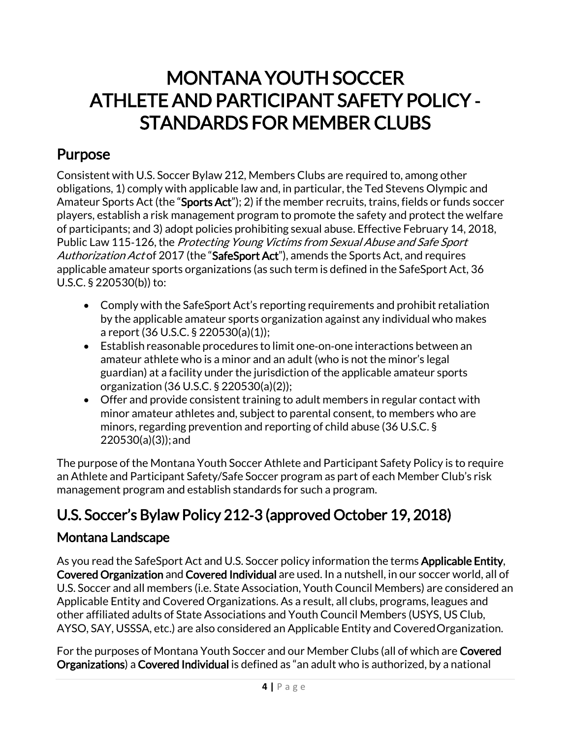# MONTANA YOUTH SOCCER ATHLETE AND PARTICIPANT SAFETY POLICY - STANDARDS FOR MEMBER CLUBS

## Purpose

Consistent with U.S. Soccer Bylaw 212, Members Clubs are required to, among other obligations, 1) comply with applicable law and, in particular, the Ted Stevens Olympic and Amateur Sports Act (the "**Sports Act**"); 2) if the member recruits, trains, fields or funds soccer players, establish a risk management program to promote the safety and protect the welfare of participants; and 3) adopt policies prohibiting sexual abuse. Effective February 14, 2018, Public Law 115-126, the *Protecting Young Victims from Sexual Abuse and Safe Sport Authorization Act* of 2017 (the "**SafeSport Act**"), amends the Sports Act, and requires applicable amateur sports organizations (as such term is defined in the SafeSport Act, 36 U.S.C. § 220530(b)) to:

- Comply with the SafeSport Act's reporting requirements and prohibit retaliation by the applicable amateur sports organization against any individual who makes a report (36 U.S.C. § 220530(a)(1));
- Establish reasonable procedures to limit one-on-one interactions between an amateur athlete who is a minor and an adult (who is not the minor's legal guardian) at a facility under the jurisdiction of the applicable amateur sports organization (36 U.S.C. § 220530(a)(2));
- Offer and provide consistent training to adult members in regular contact with minor amateur athletes and, subject to parental consent, to members who are minors, regarding prevention and reporting of child abuse (36 U.S.C. § 220530(a)(3)); and

The purpose of the Montana Youth Soccer Athlete and Participant Safety Policy is to require an Athlete and Participant Safety/Safe Soccer program as part of each Member Club's risk management program and establish standards for such a program.

## U.S. Soccer's Bylaw Policy 212-3 (approved October 19, 2018)

### Montana Landscape

As you read the SafeSport Act and U.S. Soccer policy information the terms **Applicable Entity**, **Covered Organization** and **Covered Individual** are used. In a nutshell, in our soccer world, all of U.S. Soccer and all members (i.e. State Association, Youth Council Members) are considered an Applicable Entity and Covered Organizations. As a result, all clubs, programs, leagues and other affiliated adults of State Associations and Youth Council Members (USYS, US Club, AYSO, SAY, USSSA, etc.) are also considered an Applicable Entity and Covered Organization.

For the purposes of Montana Youth Soccer and our Member Clubs (all of which are **Covered Organizations**) a **Covered Individual** is defined as "an adult who is authorized, by a national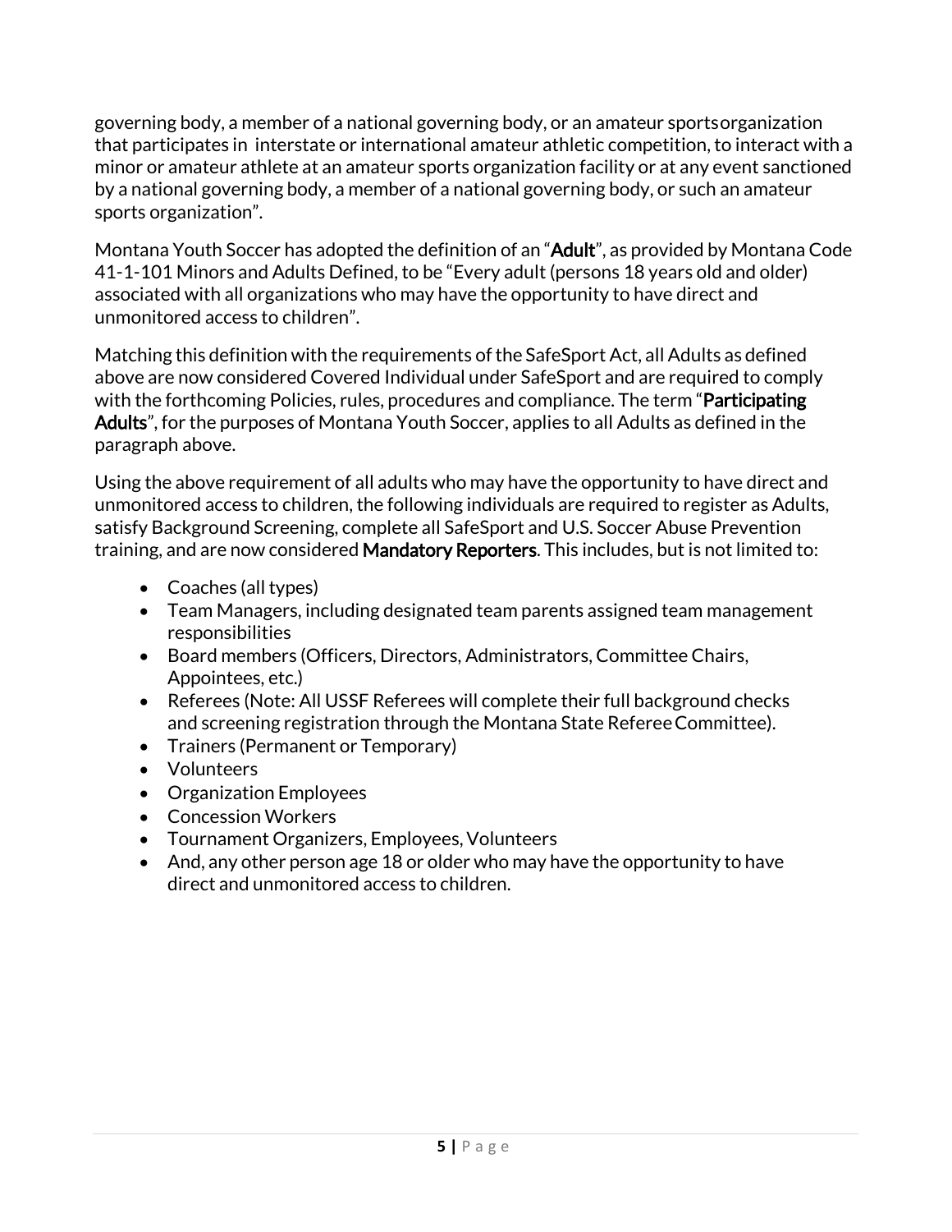governing body, a member of a national governing body, or an amateur sportsorganization that participates in interstate or international amateur athletic competition, to interact with a minor or amateur athlete at an amateur sports organization facility or at any event sanctioned by a national governing body, a member of a national governing body, or such an amateur sports organization".

Montana Youth Soccer has adopted the definition of an "**Adult**", as provided by Montana Code 41-1-101 Minors and Adults Defined, to be "Every adult (persons 18 years old and older) associated with all organizations who may have the opportunity to have direct and unmonitored access to children".

Matching this definition with the requirements of the SafeSport Act, all Adults as defined above are now considered Covered Individual under SafeSport and are required to comply with the forthcoming Policies, rules, procedures and compliance. The term "**Participating Adults**", for the purposes of Montana Youth Soccer, applies to all Adults as defined in the paragraph above.

Using the above requirement of all adults who may have the opportunity to have direct and unmonitored access to children, the following individuals are required to register as Adults, satisfy Background Screening, complete all SafeSport and U.S. Soccer Abuse Prevention training, and are now considered **Mandatory Reporters**. This includes, but is not limited to:

- Coaches (all types)
- Team Managers, including designated team parents assigned team management responsibilities
- Board members (Officers, Directors, Administrators, Committee Chairs, Appointees, etc.)
- Referees (Note: All USSF Referees will complete their full background checks and screening registration through the Montana State Referee Committee).
- Trainers (Permanent or Temporary)
- Volunteers
- Organization Employees
- Concession Workers
- Tournament Organizers, Employees, Volunteers
- And, any other person age 18 or older who may have the opportunity to have direct and unmonitored access to children.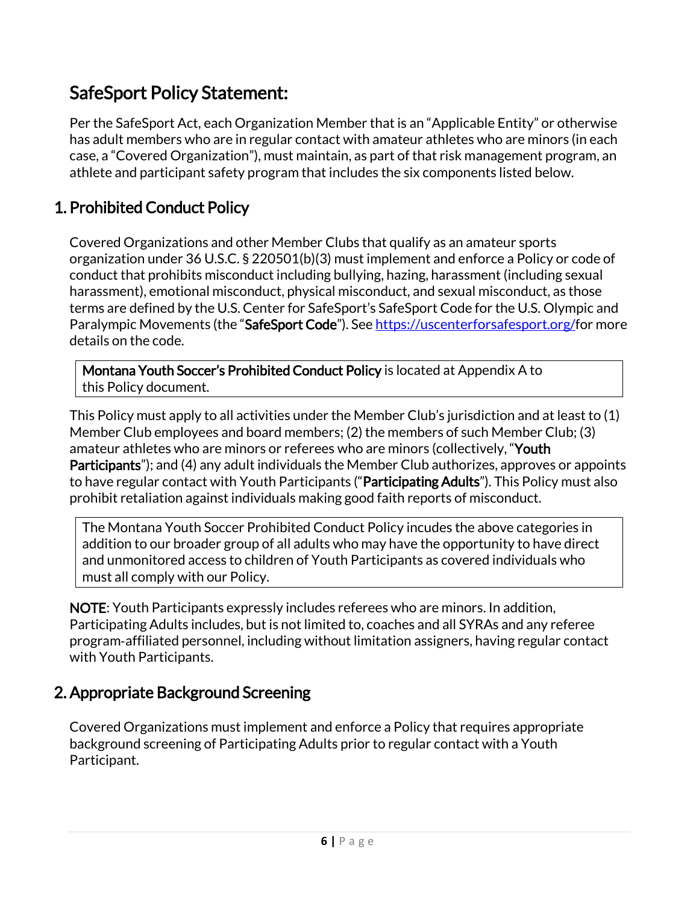# SafeSport Policy Statement:

Per the SafeSport Act, each Organization Member that is an “Applicable Entity” or otherwise has adult members who are in regular contact with amateur athletes who are minors (in each case, a “Covered Organization”), must maintain, as part of that risk management program, an athlete and participant safety program that includes the six components listed below.

## 1. Prohibited Conduct Policy

Covered Organizations and other Member Clubs that qualify as an amateur sports organization under 36 U.S.C. § 220501(b)(3) must implement and enforce a Policy or code of conduct that prohibits misconduct including bullying, hazing, harassment (including sexual harassment), emotional misconduct, physical misconduct, and sexual misconduct, as those terms are defined by the U.S. Center for SafeSport’s SafeSport Code for the U.S. Olympic and Paralympic Movements (the “**SafeSport Code**”). See https://uscenterforsafesport.org/for more details on the code.

> **Montana Youth Soccer’s Prohibited Conduct Policy** is located at Appendix A to this Policy document.

This Policy must apply to all activities under the Member Club’s jurisdiction and at least to (1) Member Club employees and board members; (2) the members of such Member Club; (3) amateur athletes who are minors or referees who are minors (collectively, “**Youth Participants**”); and (4) any adult individuals the Member Club authorizes, approves or appoints to have regular contact with Youth Participants (“**Participating Adults**”). This Policy must also prohibit retaliation against individuals making good faith reports of misconduct.

> The Montana Youth Soccer Prohibited Conduct Policy incudes the above categories in addition to our broader group of all adults who may have the opportunity to have direct and unmonitored access to children of Youth Participants as covered individuals who must all comply with our Policy.

**NOTE**: Youth Participants expressly includes referees who are minors. In addition, Participating Adults includes, but is not limited to, coaches and all SYRAs and any referee program-affiliated personnel, including without limitation assigners, having regular contact with Youth Participants.

## 2. Appropriate Background Screening

Covered Organizations must implement and enforce a Policy that requires appropriate background screening of Participating Adults prior to regular contact with a Youth Participant.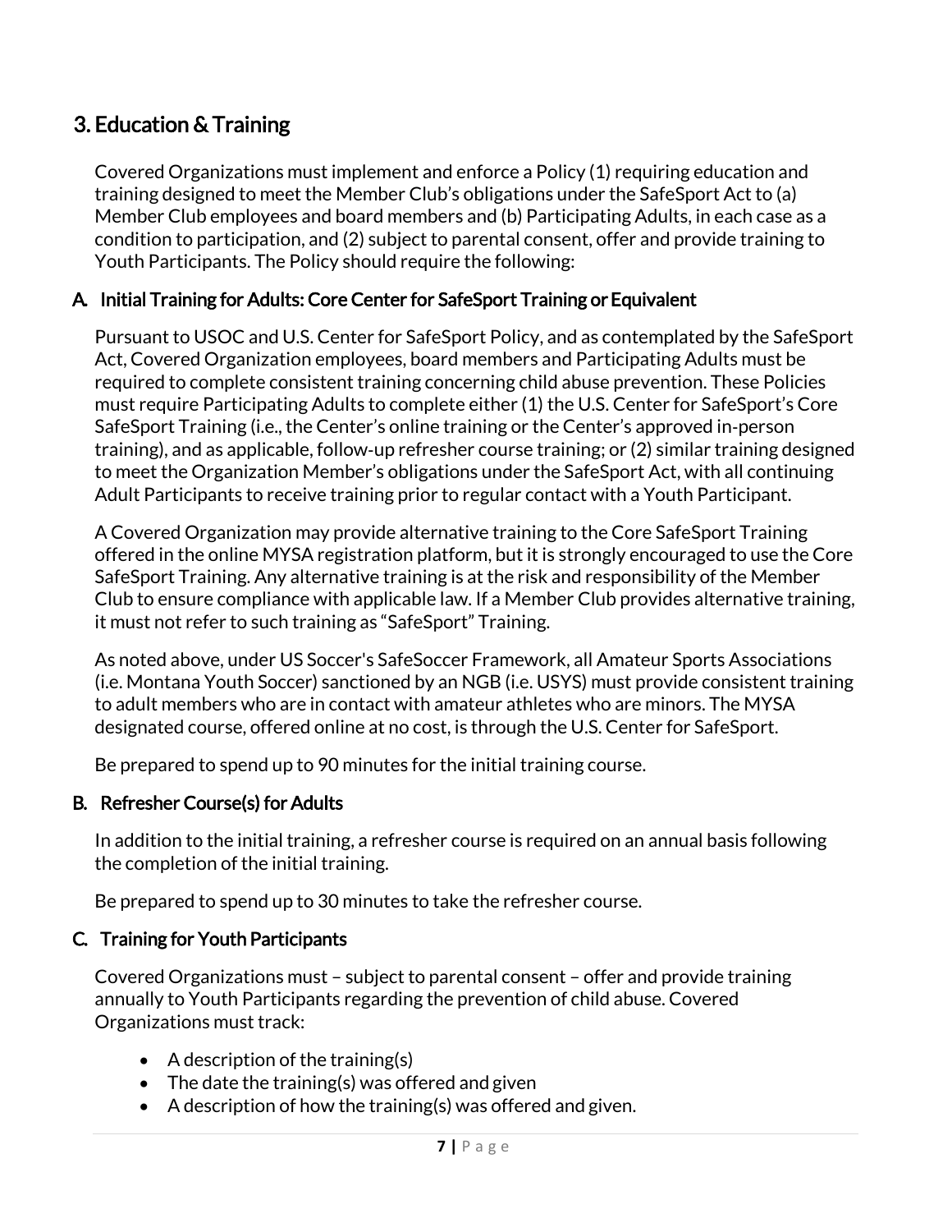## 3. Education & Training

Covered Organizations must implement and enforce a Policy (1) requiring education and training designed to meet the Member Club's obligations under the SafeSport Act to (a) Member Club employees and board members and (b) Participating Adults, in each case as a condition to participation, and (2) subject to parental consent, offer and provide training to Youth Participants. The Policy should require the following:

### A. Initial Training for Adults: Core Center for SafeSport Training or Equivalent

Pursuant to USOC and U.S. Center for SafeSport Policy, and as contemplated by the SafeSport Act, Covered Organization employees, board members and Participating Adults must be required to complete consistent training concerning child abuse prevention. These Policies must require Participating Adults to complete either (1) the U.S. Center for SafeSport's Core SafeSport Training (i.e., the Center's online training or the Center's approved in-person training), and as applicable, follow-up refresher course training; or (2) similar training designed to meet the Organization Member's obligations under the SafeSport Act, with all continuing Adult Participants to receive training prior to regular contact with a Youth Participant.

A Covered Organization may provide alternative training to the Core SafeSport Training offered in the online MYSA registration platform, but it is strongly encouraged to use the Core SafeSport Training. Any alternative training is at the risk and responsibility of the Member Club to ensure compliance with applicable law. If a Member Club provides alternative training, it must not refer to such training as "SafeSport" Training.

As noted above, under US Soccer's SafeSoccer Framework, all Amateur Sports Associations (i.e. Montana Youth Soccer) sanctioned by an NGB (i.e. USYS) must provide consistent training to adult members who are in contact with amateur athletes who are minors. The MYSA designated course, offered online at no cost, is through the U.S. Center for SafeSport.

Be prepared to spend up to 90 minutes for the initial training course.

### B. Refresher Course(s) for Adults

In addition to the initial training, a refresher course is required on an annual basis following the completion of the initial training.

Be prepared to spend up to 30 minutes to take the refresher course.

### C. Training for Youth Participants

Covered Organizations must – subject to parental consent – offer and provide training annually to Youth Participants regarding the prevention of child abuse. Covered Organizations must track:

- A description of the training(s)
- The date the training(s) was offered and given
- A description of how the training(s) was offered and given.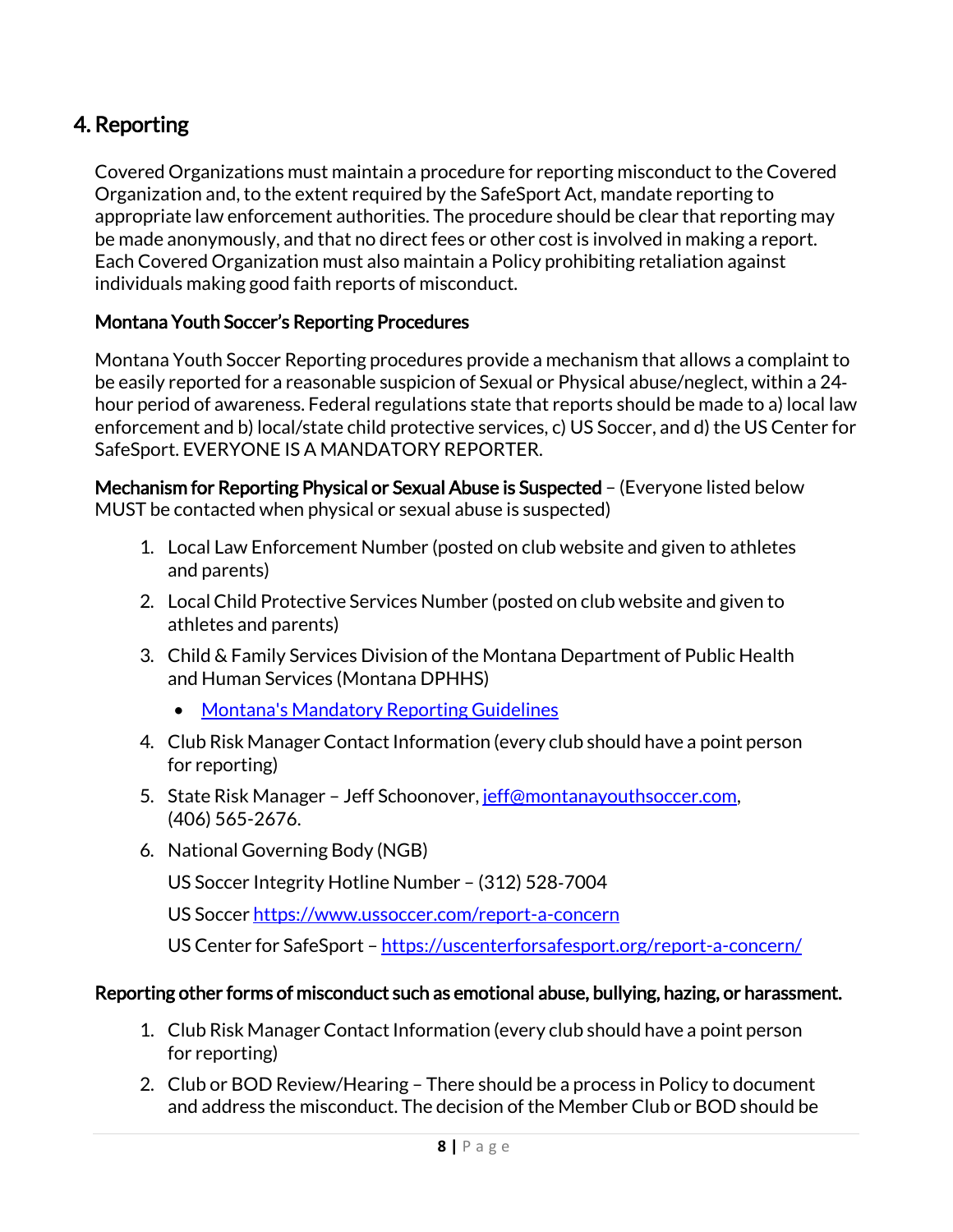## 4. Reporting

Covered Organizations must maintain a procedure for reporting misconduct to the Covered Organization and, to the extent required by the SafeSport Act, mandate reporting to appropriate law enforcement authorities. The procedure should be clear that reporting may be made anonymously, and that no direct fees or other cost is involved in making a report. Each Covered Organization must also maintain a Policy prohibiting retaliation against individuals making good faith reports of misconduct.

### Montana Youth Soccer's Reporting Procedures

Montana Youth Soccer Reporting procedures provide a mechanism that allows a complaint to be easily reported for a reasonable suspicion of Sexual or Physical abuse/neglect, within a 24-hour period of awareness. Federal regulations state that reports should be made to a) local law enforcement and b) local/state child protective services, c) US Soccer, and d) the US Center for SafeSport. EVERYONE IS A MANDATORY REPORTER.

**Mechanism for Reporting Physical or Sexual Abuse is Suspected** – (Everyone listed below MUST be contacted when physical or sexual abuse is suspected)

1. Local Law Enforcement Number (posted on club website and given to athletes and parents)
2. Local Child Protective Services Number (posted on club website and given to athletes and parents)
3. Child & Family Services Division of the Montana Department of Public Health and Human Services (Montana DPHHS)
   - Montana's Mandatory Reporting Guidelines
4. Club Risk Manager Contact Information (every club should have a point person for reporting)
5. State Risk Manager – Jeff Schoonover, jeff@montanayouthsoccer.com, (406) 565-2676.
6. National Governing Body (NGB)

   US Soccer Integrity Hotline Number – (312) 528-7004

   US Soccer https://www.ussoccer.com/report-a-concern

   US Center for SafeSport – https://uscenterforsafesport.org/report-a-concern/

**Reporting other forms of misconduct such as emotional abuse, bullying, hazing, or harassment.**

1. Club Risk Manager Contact Information (every club should have a point person for reporting)
2. Club or BOD Review/Hearing – There should be a process in Policy to document and address the misconduct. The decision of the Member Club or BOD should be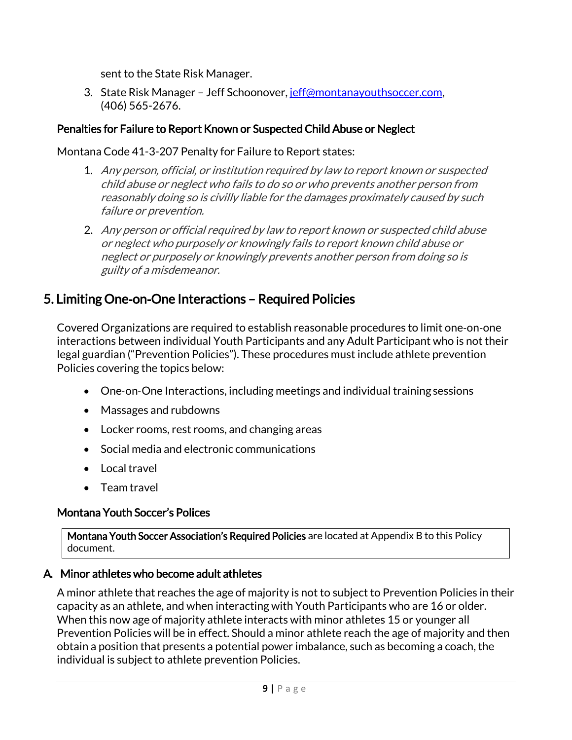sent to the State Risk Manager.

3. State Risk Manager – Jeff Schoonover, jeff@montanayouthsoccer.com, (406) 565-2676.

### Penalties for Failure to Report Known or Suspected Child Abuse or Neglect

Montana Code 41-3-207 Penalty for Failure to Report states:

1. *Any person, official, or institution required by law to report known or suspected child abuse or neglect who fails to do so or who prevents another person from reasonably doing so is civilly liable for the damages proximately caused by such failure or prevention.*
2. *Any person or official required by law to report known or suspected child abuse or neglect who purposely or knowingly fails to report known child abuse or neglect or purposely or knowingly prevents another person from doing so is guilty of a misdemeanor.*

## 5. Limiting One-on-One Interactions – Required Policies

Covered Organizations are required to establish reasonable procedures to limit one-on-one interactions between individual Youth Participants and any Adult Participant who is not their legal guardian ("Prevention Policies"). These procedures must include athlete prevention Policies covering the topics below:

- One-on-One Interactions, including meetings and individual training sessions
- Massages and rubdowns
- Locker rooms, rest rooms, and changing areas
- Social media and electronic communications
- Local travel
- Team travel

### Montana Youth Soccer's Polices

**Montana Youth Soccer Association's Required Policies** are located at Appendix B to this Policy document.

### A. Minor athletes who become adult athletes

A minor athlete that reaches the age of majority is not to subject to Prevention Policies in their capacity as an athlete, and when interacting with Youth Participants who are 16 or older. When this now age of majority athlete interacts with minor athletes 15 or younger all Prevention Policies will be in effect. Should a minor athlete reach the age of majority and then obtain a position that presents a potential power imbalance, such as becoming a coach, the individual is subject to athlete prevention Policies.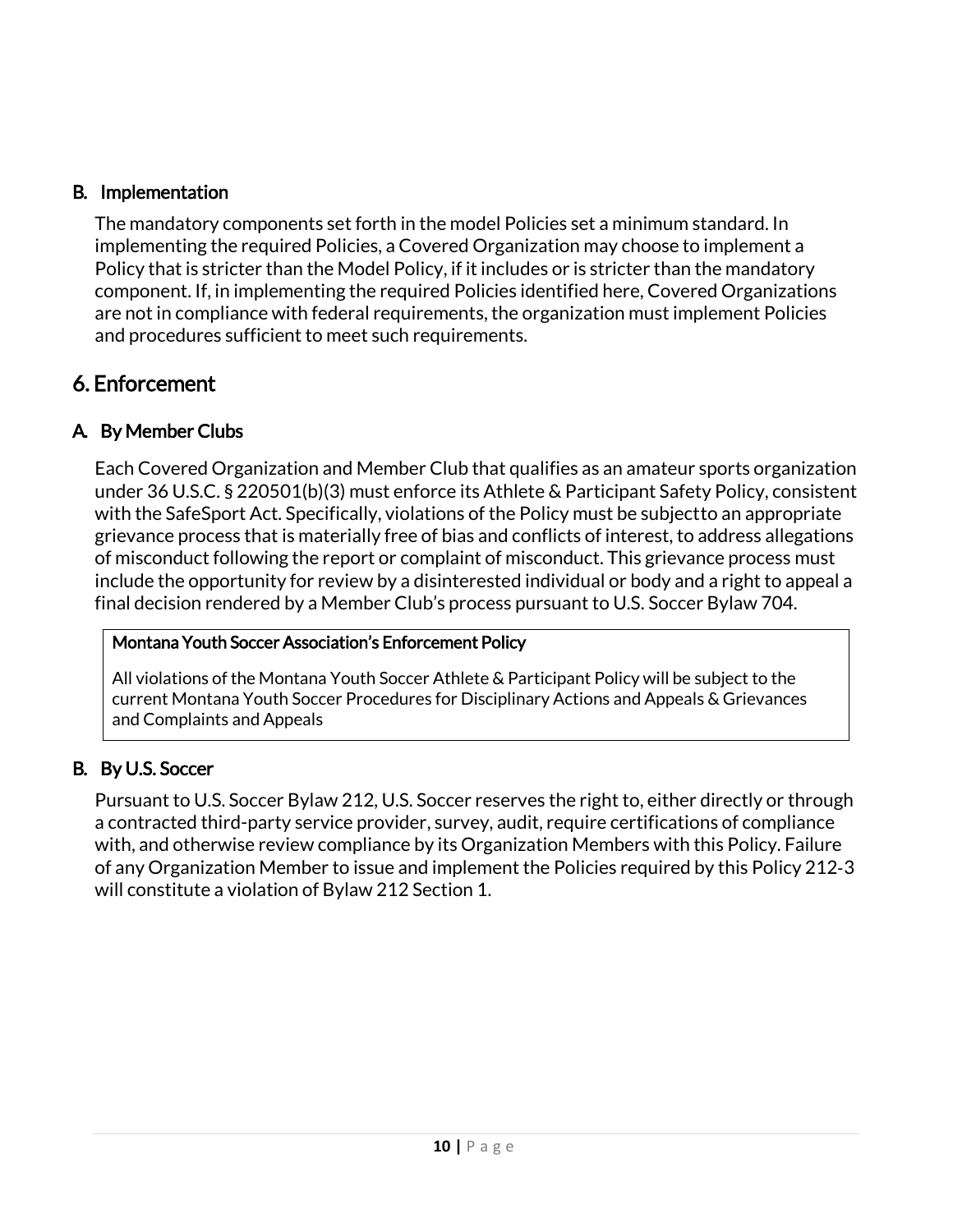### B. Implementation

The mandatory components set forth in the model Policies set a minimum standard. In implementing the required Policies, a Covered Organization may choose to implement a Policy that is stricter than the Model Policy, if it includes or is stricter than the mandatory component. If, in implementing the required Policies identified here, Covered Organizations are not in compliance with federal requirements, the organization must implement Policies and procedures sufficient to meet such requirements.

## 6. Enforcement

### A. By Member Clubs

Each Covered Organization and Member Club that qualifies as an amateur sports organization under 36 U.S.C. § 220501(b)(3) must enforce its Athlete & Participant Safety Policy, consistent with the SafeSport Act. Specifically, violations of the Policy must be subjectto an appropriate grievance process that is materially free of bias and conflicts of interest, to address allegations of misconduct following the report or complaint of misconduct. This grievance process must include the opportunity for review by a disinterested individual or body and a right to appeal a final decision rendered by a Member Club's process pursuant to U.S. Soccer Bylaw 704.

**Montana Youth Soccer Association's Enforcement Policy**

All violations of the Montana Youth Soccer Athlete & Participant Policy will be subject to the current Montana Youth Soccer Procedures for Disciplinary Actions and Appeals & Grievances and Complaints and Appeals

### B. By U.S. Soccer

Pursuant to U.S. Soccer Bylaw 212, U.S. Soccer reserves the right to, either directly or through a contracted third-party service provider, survey, audit, require certifications of compliance with, and otherwise review compliance by its Organization Members with this Policy. Failure of any Organization Member to issue and implement the Policies required by this Policy 212-3 will constitute a violation of Bylaw 212 Section 1.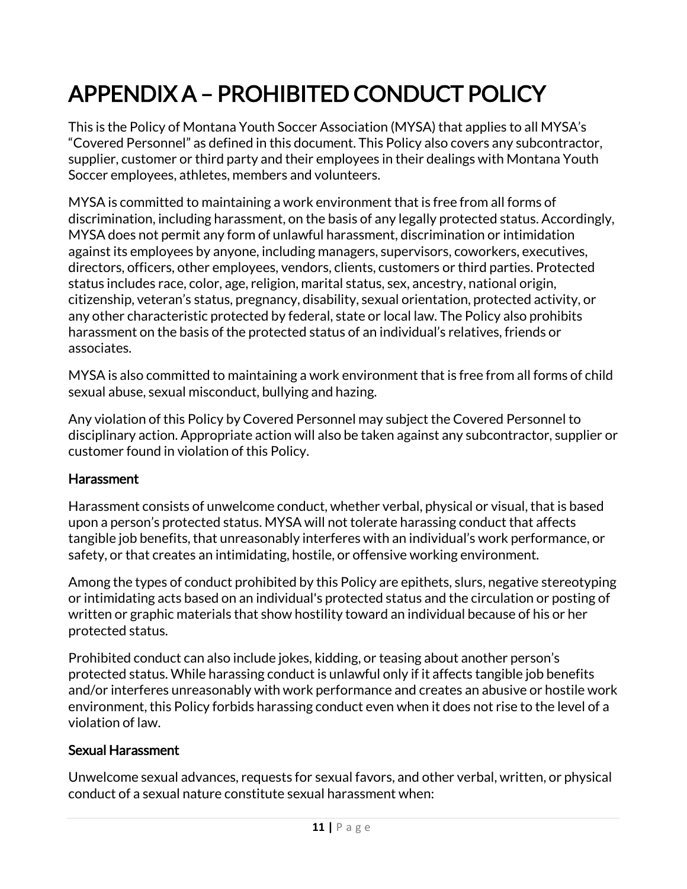# APPENDIX A – PROHIBITED CONDUCT POLICY

This is the Policy of Montana Youth Soccer Association (MYSA) that applies to all MYSA's "Covered Personnel" as defined in this document. This Policy also covers any subcontractor, supplier, customer or third party and their employees in their dealings with Montana Youth Soccer employees, athletes, members and volunteers.

MYSA is committed to maintaining a work environment that is free from all forms of discrimination, including harassment, on the basis of any legally protected status. Accordingly, MYSA does not permit any form of unlawful harassment, discrimination or intimidation against its employees by anyone, including managers, supervisors, coworkers, executives, directors, officers, other employees, vendors, clients, customers or third parties. Protected status includes race, color, age, religion, marital status, sex, ancestry, national origin, citizenship, veteran's status, pregnancy, disability, sexual orientation, protected activity, or any other characteristic protected by federal, state or local law. The Policy also prohibits harassment on the basis of the protected status of an individual's relatives, friends or associates.

MYSA is also committed to maintaining a work environment that is free from all forms of child sexual abuse, sexual misconduct, bullying and hazing.

Any violation of this Policy by Covered Personnel may subject the Covered Personnel to disciplinary action. Appropriate action will also be taken against any subcontractor, supplier or customer found in violation of this Policy.

### Harassment

Harassment consists of unwelcome conduct, whether verbal, physical or visual, that is based upon a person's protected status. MYSA will not tolerate harassing conduct that affects tangible job benefits, that unreasonably interferes with an individual's work performance, or safety, or that creates an intimidating, hostile, or offensive working environment.

Among the types of conduct prohibited by this Policy are epithets, slurs, negative stereotyping or intimidating acts based on an individual's protected status and the circulation or posting of written or graphic materials that show hostility toward an individual because of his or her protected status.

Prohibited conduct can also include jokes, kidding, or teasing about another person's protected status. While harassing conduct is unlawful only if it affects tangible job benefits and/or interferes unreasonably with work performance and creates an abusive or hostile work environment, this Policy forbids harassing conduct even when it does not rise to the level of a violation of law.

### Sexual Harassment

Unwelcome sexual advances, requests for sexual favors, and other verbal, written, or physical conduct of a sexual nature constitute sexual harassment when: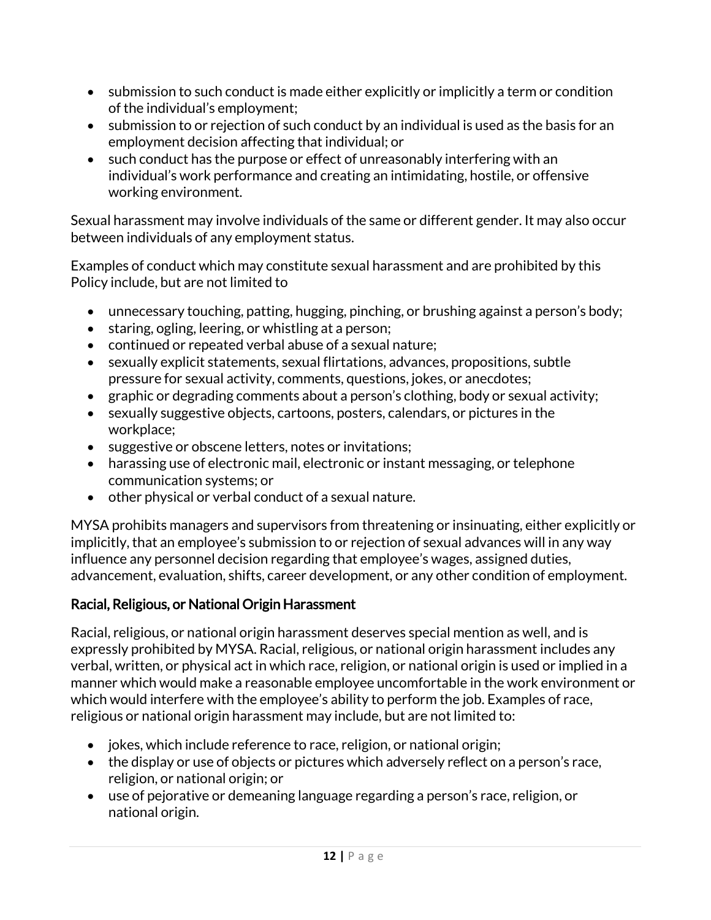- submission to such conduct is made either explicitly or implicitly a term or condition of the individual's employment;
- submission to or rejection of such conduct by an individual is used as the basis for an employment decision affecting that individual; or
- such conduct has the purpose or effect of unreasonably interfering with an individual's work performance and creating an intimidating, hostile, or offensive working environment.

Sexual harassment may involve individuals of the same or different gender. It may also occur between individuals of any employment status.

Examples of conduct which may constitute sexual harassment and are prohibited by this Policy include, but are not limited to

- unnecessary touching, patting, hugging, pinching, or brushing against a person's body;
- staring, ogling, leering, or whistling at a person;
- continued or repeated verbal abuse of a sexual nature;
- sexually explicit statements, sexual flirtations, advances, propositions, subtle pressure for sexual activity, comments, questions, jokes, or anecdotes;
- graphic or degrading comments about a person's clothing, body or sexual activity;
- sexually suggestive objects, cartoons, posters, calendars, or pictures in the workplace;
- suggestive or obscene letters, notes or invitations;
- harassing use of electronic mail, electronic or instant messaging, or telephone communication systems; or
- other physical or verbal conduct of a sexual nature.

MYSA prohibits managers and supervisors from threatening or insinuating, either explicitly or implicitly, that an employee's submission to or rejection of sexual advances will in any way influence any personnel decision regarding that employee's wages, assigned duties, advancement, evaluation, shifts, career development, or any other condition of employment.

### Racial, Religious, or National Origin Harassment

Racial, religious, or national origin harassment deserves special mention as well, and is expressly prohibited by MYSA. Racial, religious, or national origin harassment includes any verbal, written, or physical act in which race, religion, or national origin is used or implied in a manner which would make a reasonable employee uncomfortable in the work environment or which would interfere with the employee's ability to perform the job. Examples of race, religious or national origin harassment may include, but are not limited to:

- jokes, which include reference to race, religion, or national origin;
- the display or use of objects or pictures which adversely reflect on a person's race, religion, or national origin; or
- use of pejorative or demeaning language regarding a person's race, religion, or national origin.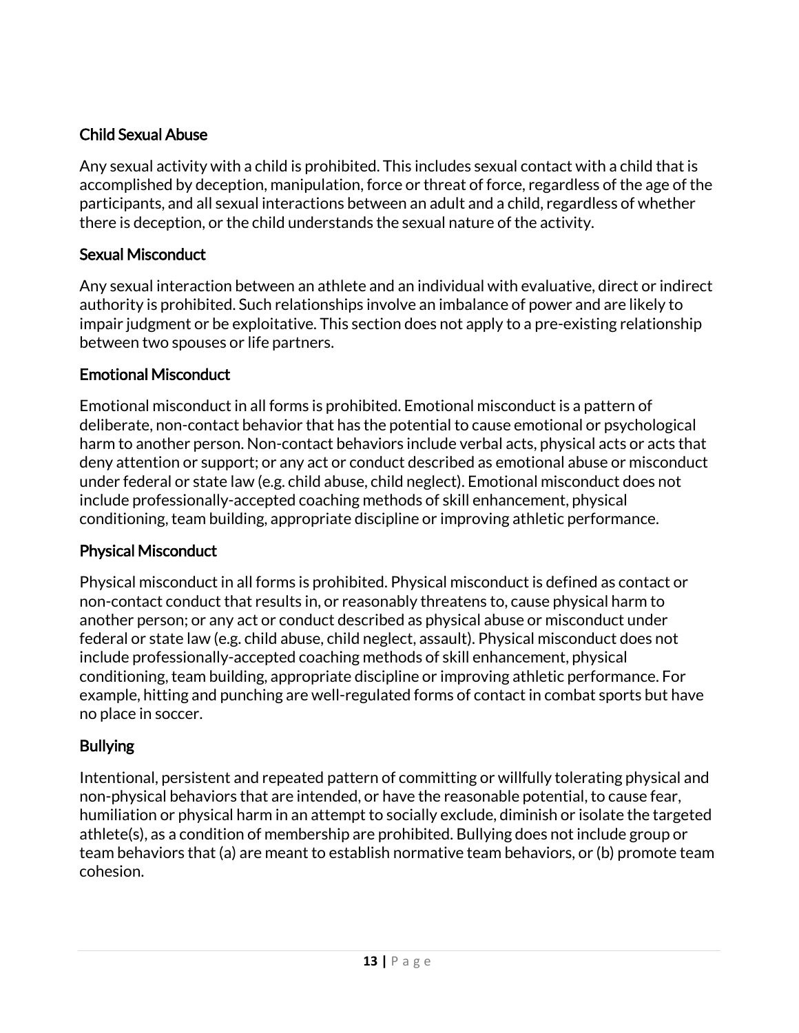### Child Sexual Abuse

Any sexual activity with a child is prohibited. This includes sexual contact with a child that is accomplished by deception, manipulation, force or threat of force, regardless of the age of the participants, and all sexual interactions between an adult and a child, regardless of whether there is deception, or the child understands the sexual nature of the activity.

### Sexual Misconduct

Any sexual interaction between an athlete and an individual with evaluative, direct or indirect authority is prohibited. Such relationships involve an imbalance of power and are likely to impair judgment or be exploitative. This section does not apply to a pre-existing relationship between two spouses or life partners.

### Emotional Misconduct

Emotional misconduct in all forms is prohibited. Emotional misconduct is a pattern of deliberate, non-contact behavior that has the potential to cause emotional or psychological harm to another person. Non-contact behaviors include verbal acts, physical acts or acts that deny attention or support; or any act or conduct described as emotional abuse or misconduct under federal or state law (e.g. child abuse, child neglect). Emotional misconduct does not include professionally-accepted coaching methods of skill enhancement, physical conditioning, team building, appropriate discipline or improving athletic performance.

### Physical Misconduct

Physical misconduct in all forms is prohibited. Physical misconduct is defined as contact or non-contact conduct that results in, or reasonably threatens to, cause physical harm to another person; or any act or conduct described as physical abuse or misconduct under federal or state law (e.g. child abuse, child neglect, assault). Physical misconduct does not include professionally-accepted coaching methods of skill enhancement, physical conditioning, team building, appropriate discipline or improving athletic performance. For example, hitting and punching are well-regulated forms of contact in combat sports but have no place in soccer.

### Bullying

Intentional, persistent and repeated pattern of committing or willfully tolerating physical and non-physical behaviors that are intended, or have the reasonable potential, to cause fear, humiliation or physical harm in an attempt to socially exclude, diminish or isolate the targeted athlete(s), as a condition of membership are prohibited. Bullying does not include group or team behaviors that (a) are meant to establish normative team behaviors, or (b) promote team cohesion.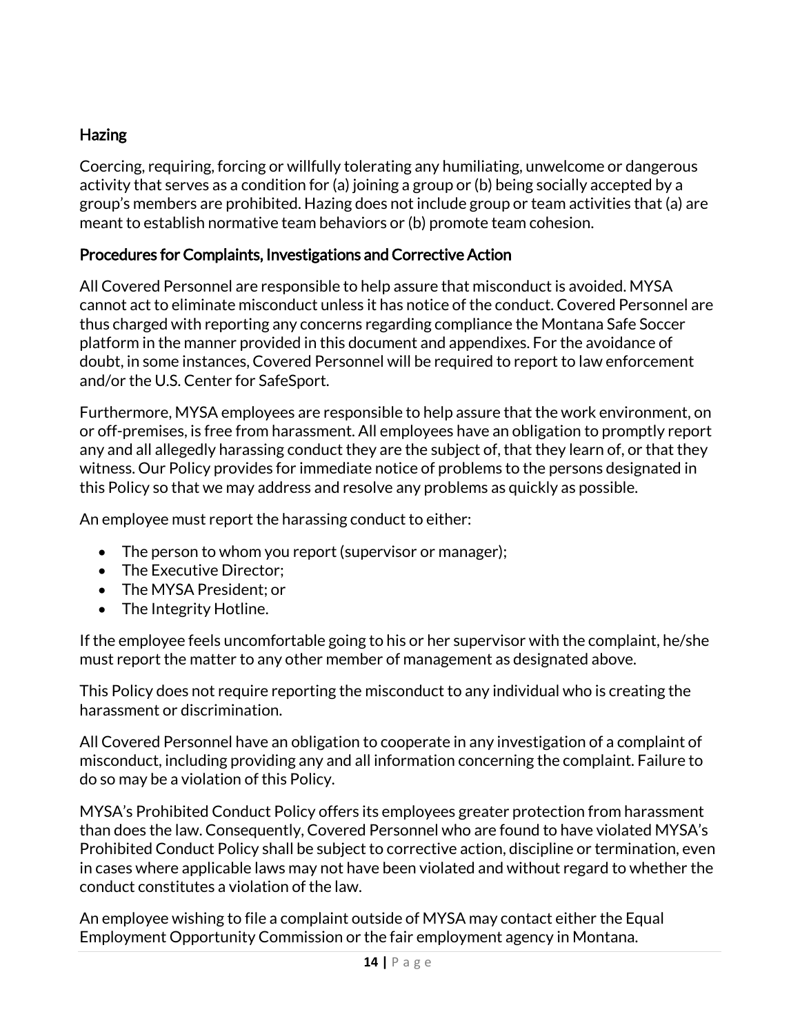### Hazing

Coercing, requiring, forcing or willfully tolerating any humiliating, unwelcome or dangerous activity that serves as a condition for (a) joining a group or (b) being socially accepted by a group's members are prohibited. Hazing does not include group or team activities that (a) are meant to establish normative team behaviors or (b) promote team cohesion.

### Procedures for Complaints, Investigations and Corrective Action

All Covered Personnel are responsible to help assure that misconduct is avoided. MYSA cannot act to eliminate misconduct unless it has notice of the conduct. Covered Personnel are thus charged with reporting any concerns regarding compliance the Montana Safe Soccer platform in the manner provided in this document and appendixes. For the avoidance of doubt, in some instances, Covered Personnel will be required to report to law enforcement and/or the U.S. Center for SafeSport.

Furthermore, MYSA employees are responsible to help assure that the work environment, on or off-premises, is free from harassment. All employees have an obligation to promptly report any and all allegedly harassing conduct they are the subject of, that they learn of, or that they witness. Our Policy provides for immediate notice of problems to the persons designated in this Policy so that we may address and resolve any problems as quickly as possible.

An employee must report the harassing conduct to either:

- The person to whom you report (supervisor or manager);
- The Executive Director;
- The MYSA President; or
- The Integrity Hotline.

If the employee feels uncomfortable going to his or her supervisor with the complaint, he/she must report the matter to any other member of management as designated above.

This Policy does not require reporting the misconduct to any individual who is creating the harassment or discrimination.

All Covered Personnel have an obligation to cooperate in any investigation of a complaint of misconduct, including providing any and all information concerning the complaint. Failure to do so may be a violation of this Policy.

MYSA's Prohibited Conduct Policy offers its employees greater protection from harassment than does the law. Consequently, Covered Personnel who are found to have violated MYSA's Prohibited Conduct Policy shall be subject to corrective action, discipline or termination, even in cases where applicable laws may not have been violated and without regard to whether the conduct constitutes a violation of the law.

An employee wishing to file a complaint outside of MYSA may contact either the Equal Employment Opportunity Commission or the fair employment agency in Montana.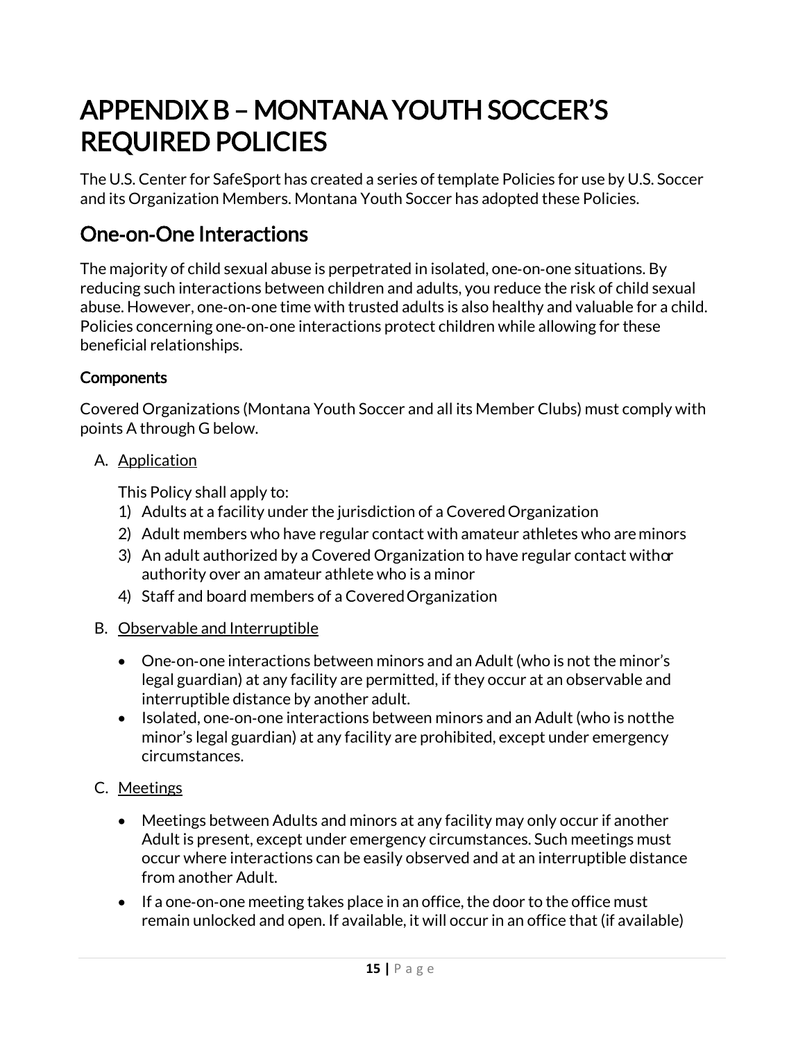# APPENDIX B – MONTANA YOUTH SOCCER'S REQUIRED POLICIES

The U.S. Center for SafeSport has created a series of template Policies for use by U.S. Soccer and its Organization Members. Montana Youth Soccer has adopted these Policies.

## One-on-One Interactions

The majority of child sexual abuse is perpetrated in isolated, one-on-one situations. By reducing such interactions between children and adults, you reduce the risk of child sexual abuse. However, one-on-one time with trusted adults is also healthy and valuable for a child. Policies concerning one-on-one interactions protect children while allowing for these beneficial relationships.

### Components

Covered Organizations (Montana Youth Soccer and all its Member Clubs) must comply with points A through G below.

A. <u>Application</u>

   This Policy shall apply to:

   1) Adults at a facility under the jurisdiction of a Covered Organization
   2) Adult members who have regular contact with amateur athletes who are minors
   3) An adult authorized by a Covered Organization to have regular contact with or authority over an amateur athlete who is a minor
   4) Staff and board members of a Covered Organization

B. <u>Observable and Interruptible</u>

   - One-on-one interactions between minors and an Adult (who is not the minor's legal guardian) at any facility are permitted, if they occur at an observable and interruptible distance by another adult.
   - Isolated, one-on-one interactions between minors and an Adult (who is not the minor's legal guardian) at any facility are prohibited, except under emergency circumstances.

C. <u>Meetings</u>

   - Meetings between Adults and minors at any facility may only occur if another Adult is present, except under emergency circumstances. Such meetings must occur where interactions can be easily observed and at an interruptible distance from another Adult.
   - If a one-on-one meeting takes place in an office, the door to the office must remain unlocked and open. If available, it will occur in an office that (if available)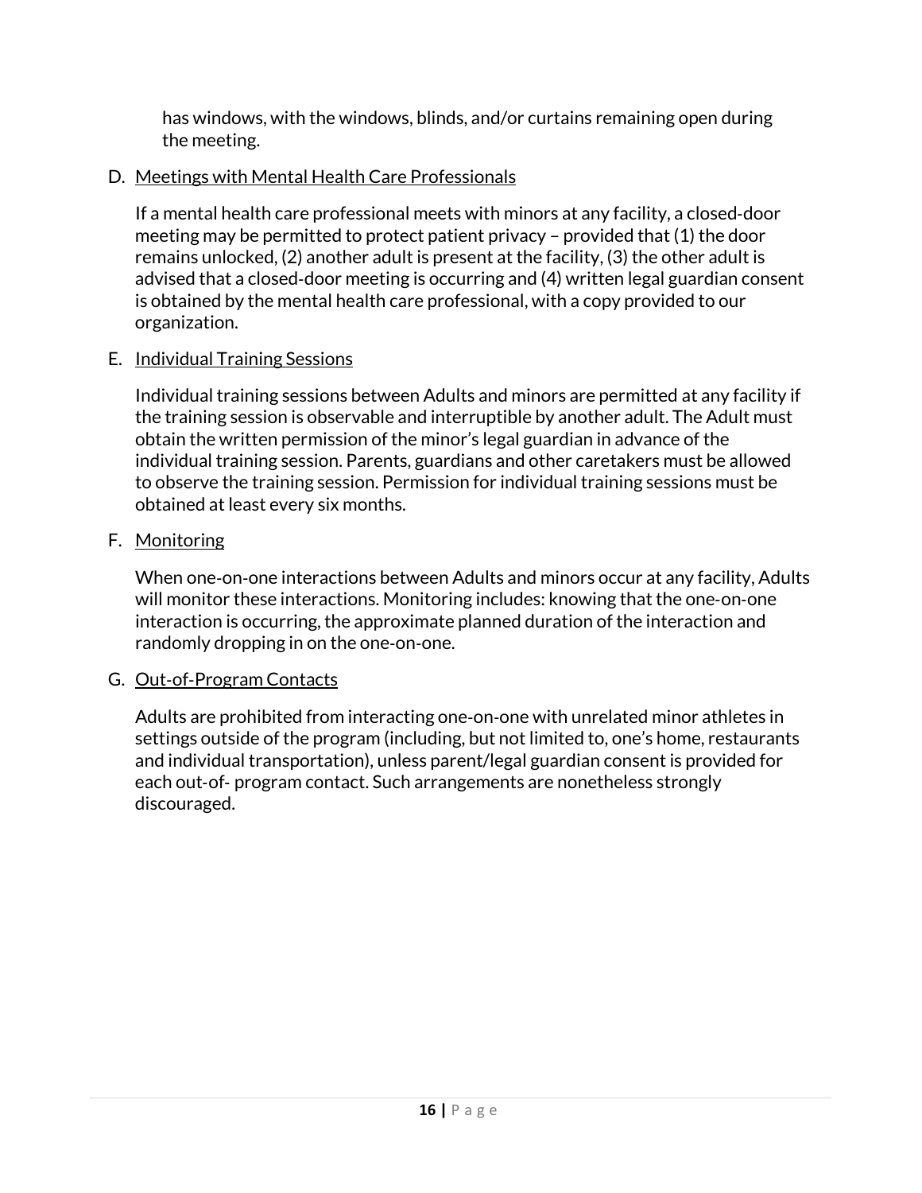has windows, with the windows, blinds, and/or curtains remaining open during the meeting.

D. <u>Meetings with Mental Health Care Professionals</u>

   If a mental health care professional meets with minors at any facility, a closed-door meeting may be permitted to protect patient privacy – provided that (1) the door remains unlocked, (2) another adult is present at the facility, (3) the other adult is advised that a closed-door meeting is occurring and (4) written legal guardian consent is obtained by the mental health care professional, with a copy provided to our organization.

E. <u>Individual Training Sessions</u>

   Individual training sessions between Adults and minors are permitted at any facility if the training session is observable and interruptible by another adult. The Adult must obtain the written permission of the minor's legal guardian in advance of the individual training session. Parents, guardians and other caretakers must be allowed to observe the training session. Permission for individual training sessions must be obtained at least every six months.

F. <u>Monitoring</u>

   When one-on-one interactions between Adults and minors occur at any facility, Adults will monitor these interactions. Monitoring includes: knowing that the one-on-one interaction is occurring, the approximate planned duration of the interaction and randomly dropping in on the one-on-one.

G. <u>Out-of-Program Contacts</u>

   Adults are prohibited from interacting one-on-one with unrelated minor athletes in settings outside of the program (including, but not limited to, one's home, restaurants and individual transportation), unless parent/legal guardian consent is provided for each out-of- program contact. Such arrangements are nonetheless strongly discouraged.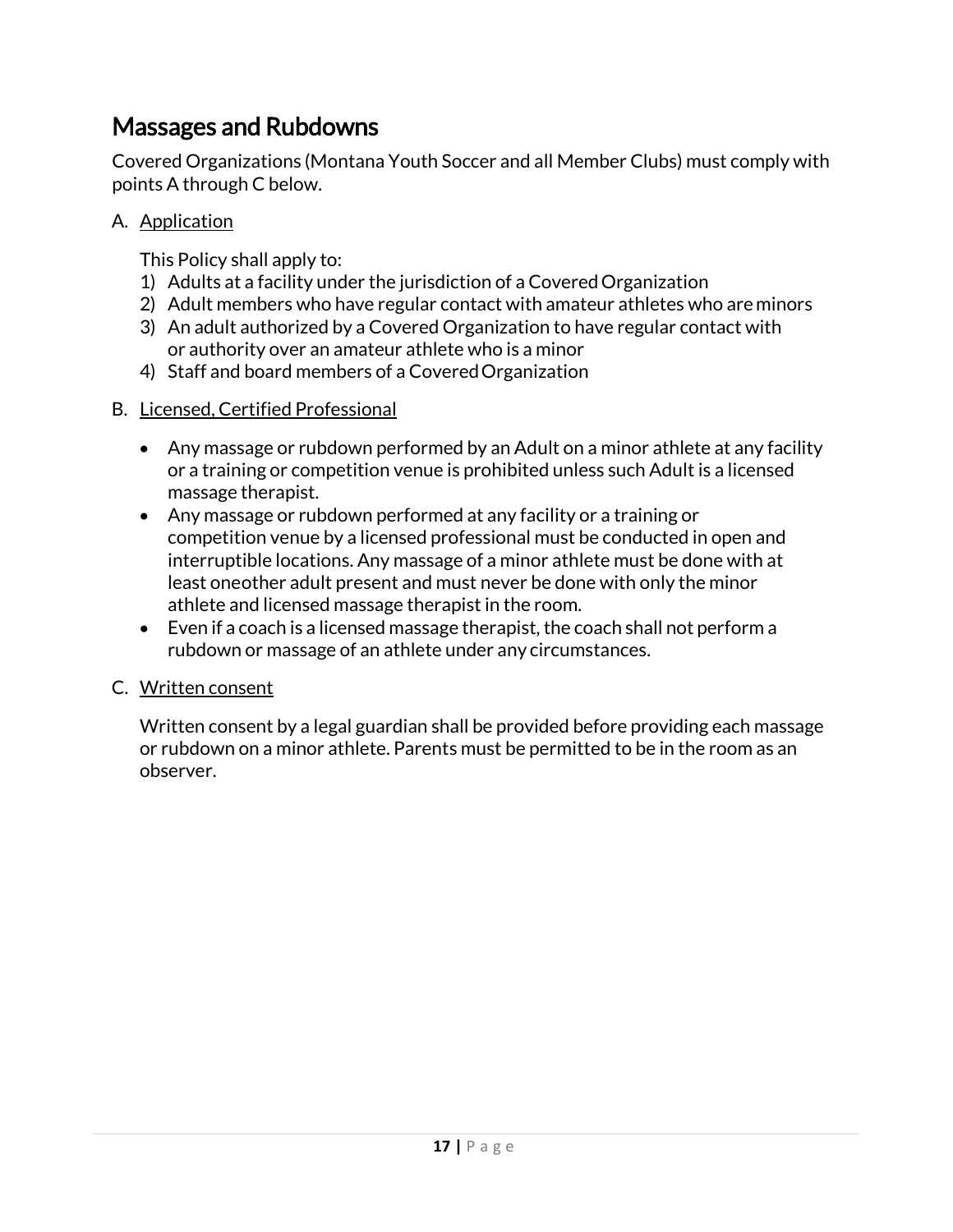## Massages and Rubdowns

Covered Organizations (Montana Youth Soccer and all Member Clubs) must comply with points A through C below.

A. Application

This Policy shall apply to:

1) Adults at a facility under the jurisdiction of a Covered Organization
2) Adult members who have regular contact with amateur athletes who are minors
3) An adult authorized by a Covered Organization to have regular contact with or authority over an amateur athlete who is a minor
4) Staff and board members of a Covered Organization

B. Licensed, Certified Professional

- Any massage or rubdown performed by an Adult on a minor athlete at any facility or a training or competition venue is prohibited unless such Adult is a licensed massage therapist.
- Any massage or rubdown performed at any facility or a training or competition venue by a licensed professional must be conducted in open and interruptible locations. Any massage of a minor athlete must be done with at least oneother adult present and must never be done with only the minor athlete and licensed massage therapist in the room.
- Even if a coach is a licensed massage therapist, the coach shall not perform a rubdown or massage of an athlete under any circumstances.

C. Written consent

Written consent by a legal guardian shall be provided before providing each massage or rubdown on a minor athlete. Parents must be permitted to be in the room as an observer.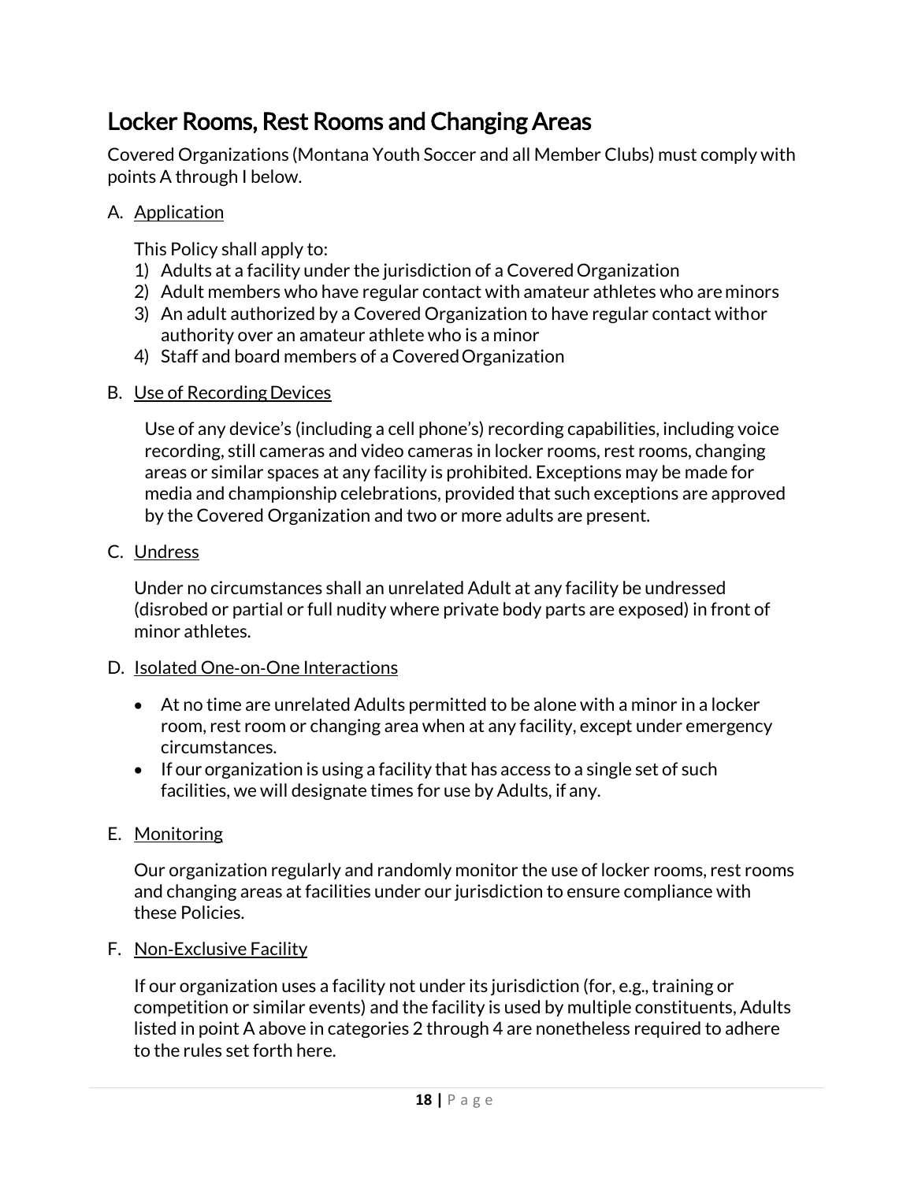## Locker Rooms, Rest Rooms and Changing Areas

Covered Organizations (Montana Youth Soccer and all Member Clubs) must comply with points A through I below.

A. Application

   This Policy shall apply to:

   1) Adults at a facility under the jurisdiction of a Covered Organization
   2) Adult members who have regular contact with amateur athletes who are minors
   3) An adult authorized by a Covered Organization to have regular contact withor authority over an amateur athlete who is a minor
   4) Staff and board members of a Covered Organization

B. Use of Recording Devices

   Use of any device's (including a cell phone's) recording capabilities, including voice recording, still cameras and video cameras in locker rooms, rest rooms, changing areas or similar spaces at any facility is prohibited. Exceptions may be made for media and championship celebrations, provided that such exceptions are approved by the Covered Organization and two or more adults are present.

C. Undress

   Under no circumstances shall an unrelated Adult at any facility be undressed (disrobed or partial or full nudity where private body parts are exposed) in front of minor athletes.

D. Isolated One-on-One Interactions

   - At no time are unrelated Adults permitted to be alone with a minor in a locker room, rest room or changing area when at any facility, except under emergency circumstances.
   - If our organization is using a facility that has access to a single set of such facilities, we will designate times for use by Adults, if any.

E. Monitoring

   Our organization regularly and randomly monitor the use of locker rooms, rest rooms and changing areas at facilities under our jurisdiction to ensure compliance with these Policies.

F. Non-Exclusive Facility

   If our organization uses a facility not under its jurisdiction (for, e.g., training or competition or similar events) and the facility is used by multiple constituents, Adults listed in point A above in categories 2 through 4 are nonetheless required to adhere to the rules set forth here.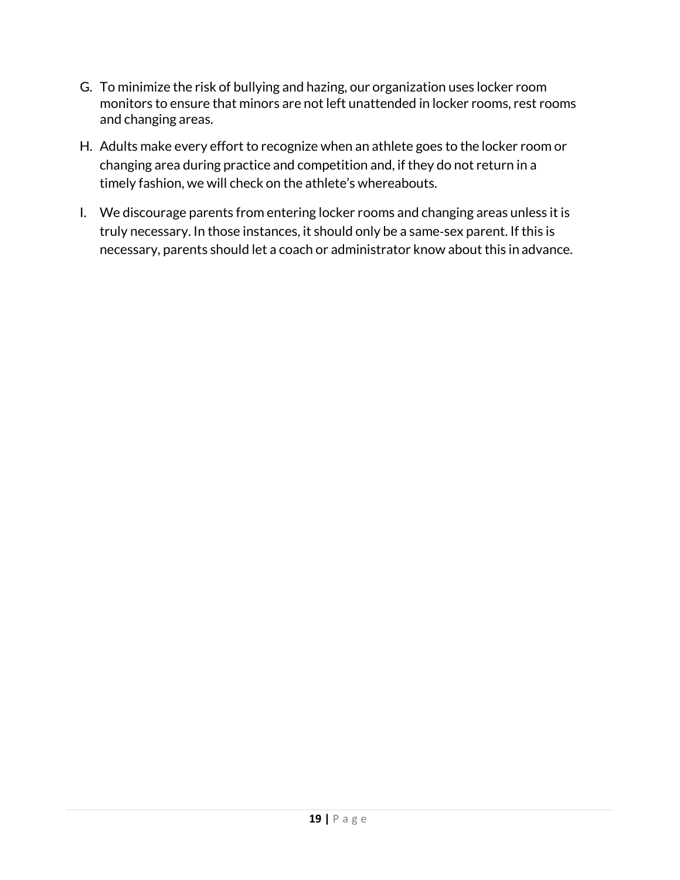G. To minimize the risk of bullying and hazing, our organization uses locker room monitors to ensure that minors are not left unattended in locker rooms, rest rooms and changing areas.

H. Adults make every effort to recognize when an athlete goes to the locker room or changing area during practice and competition and, if they do not return in a timely fashion, we will check on the athlete's whereabouts.

I. We discourage parents from entering locker rooms and changing areas unless it is truly necessary. In those instances, it should only be a same-sex parent. If this is necessary, parents should let a coach or administrator know about this in advance.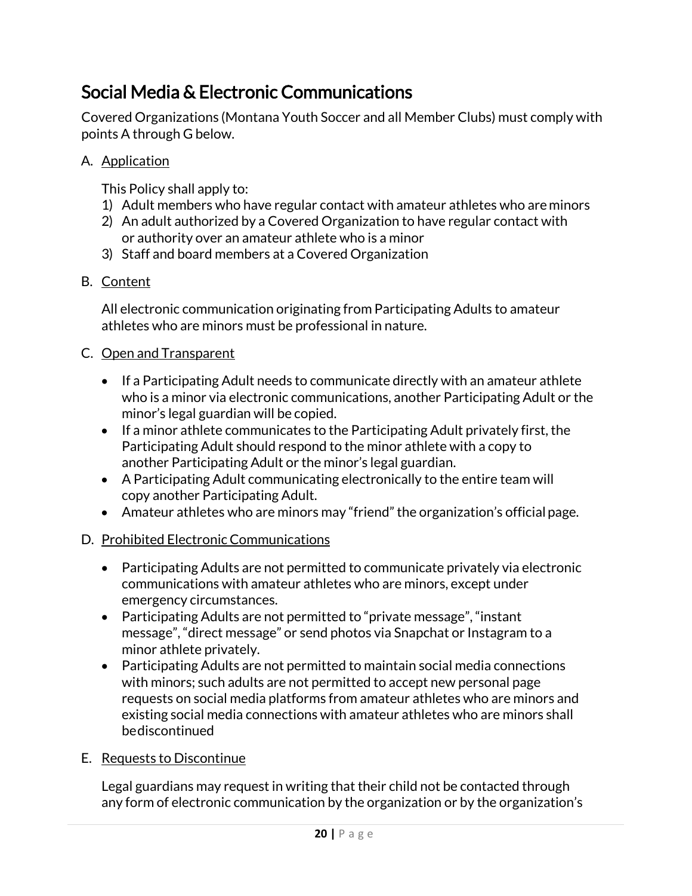## Social Media & Electronic Communications

Covered Organizations (Montana Youth Soccer and all Member Clubs) must comply with points A through G below.

A. Application

   This Policy shall apply to:

   1) Adult members who have regular contact with amateur athletes who are minors
   2) An adult authorized by a Covered Organization to have regular contact with or authority over an amateur athlete who is a minor
   3) Staff and board members at a Covered Organization

B. Content

   All electronic communication originating from Participating Adults to amateur athletes who are minors must be professional in nature.

C. Open and Transparent

   - If a Participating Adult needs to communicate directly with an amateur athlete who is a minor via electronic communications, another Participating Adult or the minor's legal guardian will be copied.
   - If a minor athlete communicates to the Participating Adult privately first, the Participating Adult should respond to the minor athlete with a copy to another Participating Adult or the minor's legal guardian.
   - A Participating Adult communicating electronically to the entire team will copy another Participating Adult.
   - Amateur athletes who are minors may "friend" the organization's official page.

D. Prohibited Electronic Communications

   - Participating Adults are not permitted to communicate privately via electronic communications with amateur athletes who are minors, except under emergency circumstances.
   - Participating Adults are not permitted to "private message", "instant message", "direct message" or send photos via Snapchat or Instagram to a minor athlete privately.
   - Participating Adults are not permitted to maintain social media connections with minors; such adults are not permitted to accept new personal page requests on social media platforms from amateur athletes who are minors and existing social media connections with amateur athletes who are minors shall bediscontinued

E. Requests to Discontinue

   Legal guardians may request in writing that their child not be contacted through any form of electronic communication by the organization or by the organization's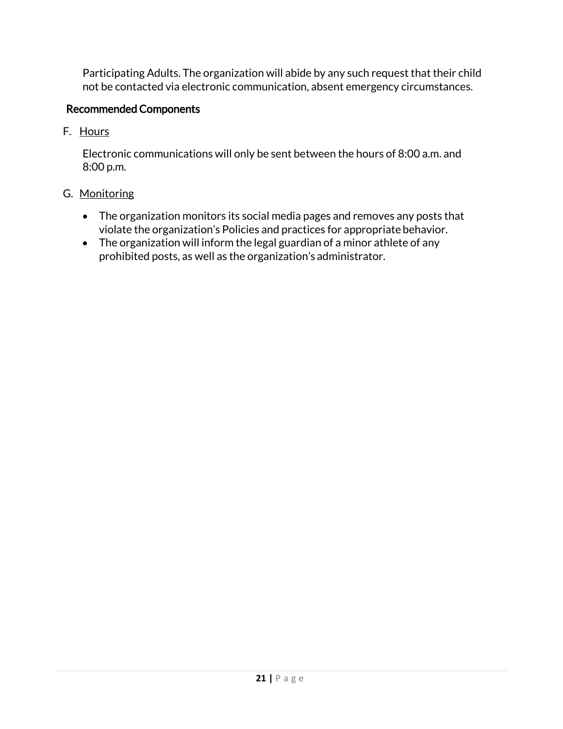Participating Adults. The organization will abide by any such request that their child not be contacted via electronic communication, absent emergency circumstances.

### Recommended Components

F. Hours

Electronic communications will only be sent between the hours of 8:00 a.m. and 8:00 p.m.

G. Monitoring

- The organization monitors its social media pages and removes any posts that violate the organization's Policies and practices for appropriate behavior.
- The organization will inform the legal guardian of a minor athlete of any prohibited posts, as well as the organization's administrator.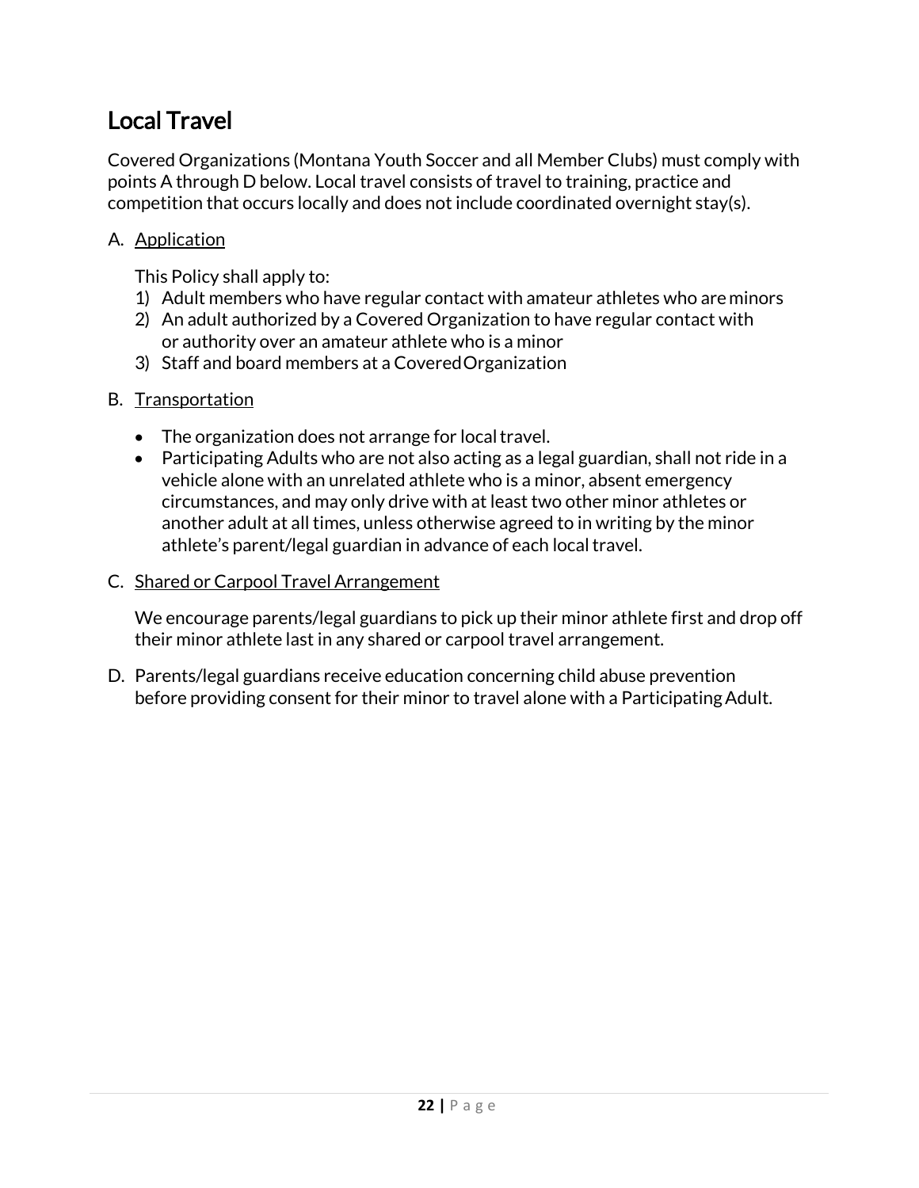## Local Travel

Covered Organizations (Montana Youth Soccer and all Member Clubs) must comply with points A through D below. Local travel consists of travel to training, practice and competition that occurs locally and does not include coordinated overnight stay(s).

A. <u>Application</u>

   This Policy shall apply to:

   1) Adult members who have regular contact with amateur athletes who are minors
   2) An adult authorized by a Covered Organization to have regular contact with or authority over an amateur athlete who is a minor
   3) Staff and board members at a Covered Organization

B. <u>Transportation</u>

   - The organization does not arrange for local travel.
   - Participating Adults who are not also acting as a legal guardian, shall not ride in a vehicle alone with an unrelated athlete who is a minor, absent emergency circumstances, and may only drive with at least two other minor athletes or another adult at all times, unless otherwise agreed to in writing by the minor athlete's parent/legal guardian in advance of each local travel.

C. <u>Shared or Carpool Travel Arrangement</u>

   We encourage parents/legal guardians to pick up their minor athlete first and drop off their minor athlete last in any shared or carpool travel arrangement.

D. Parents/legal guardians receive education concerning child abuse prevention before providing consent for their minor to travel alone with a Participating Adult.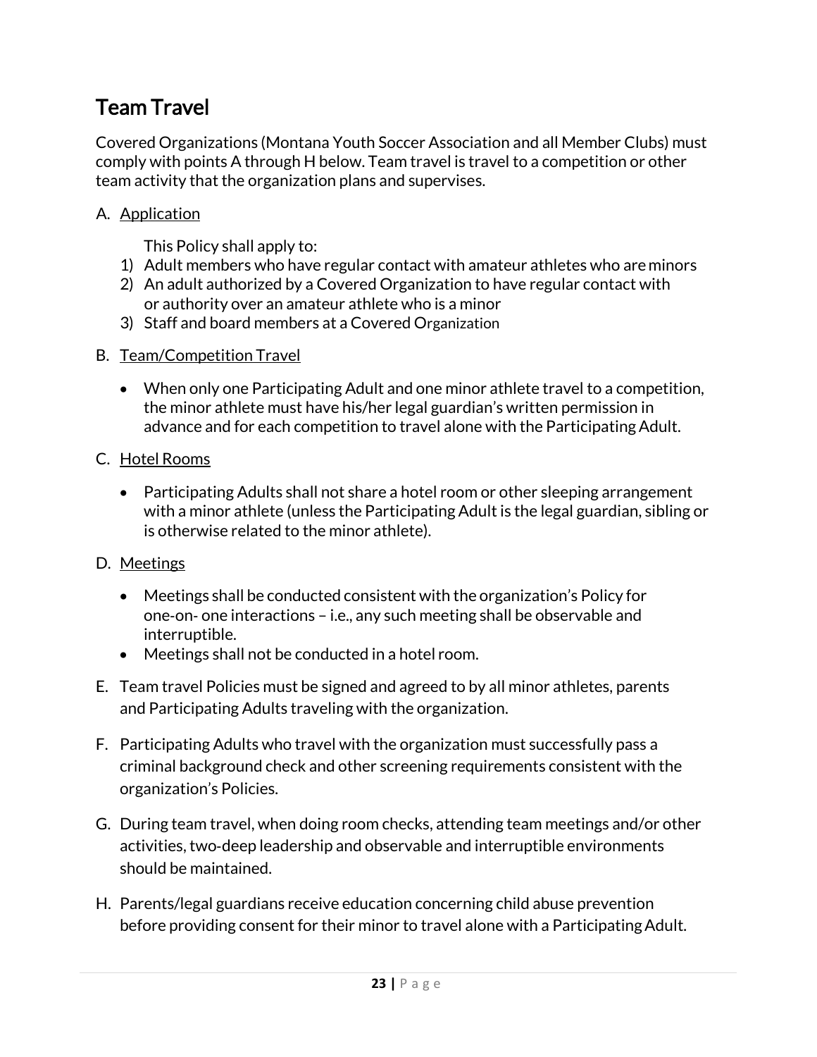## Team Travel

Covered Organizations (Montana Youth Soccer Association and all Member Clubs) must comply with points A through H below. Team travel is travel to a competition or other team activity that the organization plans and supervises.

A. <u>Application</u>

   This Policy shall apply to:

   1) Adult members who have regular contact with amateur athletes who are minors
   2) An adult authorized by a Covered Organization to have regular contact with or authority over an amateur athlete who is a minor
   3) Staff and board members at a Covered Organization

B. <u>Team/Competition Travel</u>

   - When only one Participating Adult and one minor athlete travel to a competition, the minor athlete must have his/her legal guardian's written permission in advance and for each competition to travel alone with the Participating Adult.

C. <u>Hotel Rooms</u>

   - Participating Adults shall not share a hotel room or other sleeping arrangement with a minor athlete (unless the Participating Adult is the legal guardian, sibling or is otherwise related to the minor athlete).

D. <u>Meetings</u>

   - Meetings shall be conducted consistent with the organization's Policy for one-on- one interactions – i.e., any such meeting shall be observable and interruptible.
   - Meetings shall not be conducted in a hotel room.

E. Team travel Policies must be signed and agreed to by all minor athletes, parents and Participating Adults traveling with the organization.

F. Participating Adults who travel with the organization must successfully pass a criminal background check and other screening requirements consistent with the organization's Policies.

G. During team travel, when doing room checks, attending team meetings and/or other activities, two-deep leadership and observable and interruptible environments should be maintained.

H. Parents/legal guardians receive education concerning child abuse prevention before providing consent for their minor to travel alone with a Participating Adult.